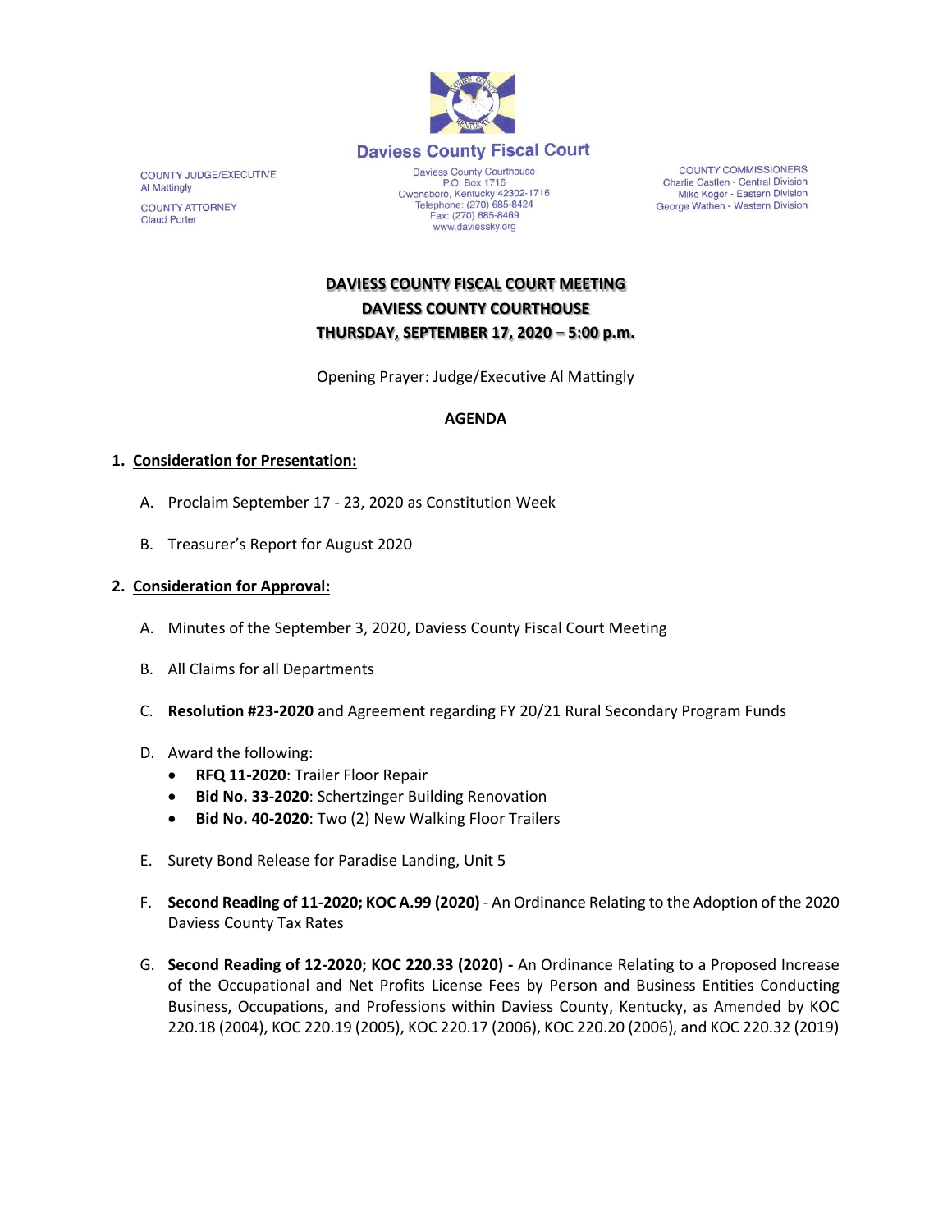# Daviess County Fiscal Court

COUNTY JUDGE/EXECUTIVE
Al Mattingly

COUNTY ATTORNEY
Claud Porter

Daviess County Courthouse
P.O. Box 1716
Owensboro, Kentucky 42302-1716
Telephone: (270) 685-8424
Fax: (270) 685-8469
www.daviessky.org

COUNTY COMMISSIONERS
Charlie Castlen - Central Division
Mike Koger - Eastern Division
George Wathen - Western Division

**DAVIESS COUNTY FISCAL COURT MEETING**
**DAVIESS COUNTY COURTHOUSE**
**THURSDAY, SEPTEMBER 17, 2020 – 5:00 p.m.**

Opening Prayer: Judge/Executive Al Mattingly

**AGENDA**

1. **Consideration for Presentation:**

   A. Proclaim September 17 - 23, 2020 as Constitution Week

   B. Treasurer's Report for August 2020

2. **Consideration for Approval:**

   A. Minutes of the September 3, 2020, Daviess County Fiscal Court Meeting

   B. All Claims for all Departments

   C. **Resolution #23-2020** and Agreement regarding FY 20/21 Rural Secondary Program Funds

   D. Award the following:
      - **RFQ 11-2020**: Trailer Floor Repair
      - **Bid No. 33-2020**: Schertzinger Building Renovation
      - **Bid No. 40-2020**: Two (2) New Walking Floor Trailers

   E. Surety Bond Release for Paradise Landing, Unit 5

   F. **Second Reading of 11-2020; KOC A.99 (2020)** - An Ordinance Relating to the Adoption of the 2020 Daviess County Tax Rates

   G. **Second Reading of 12-2020; KOC 220.33 (2020) -** An Ordinance Relating to a Proposed Increase of the Occupational and Net Profits License Fees by Person and Business Entities Conducting Business, Occupations, and Professions within Daviess County, Kentucky, as Amended by KOC 220.18 (2004), KOC 220.19 (2005), KOC 220.17 (2006), KOC 220.20 (2006), and KOC 220.32 (2019)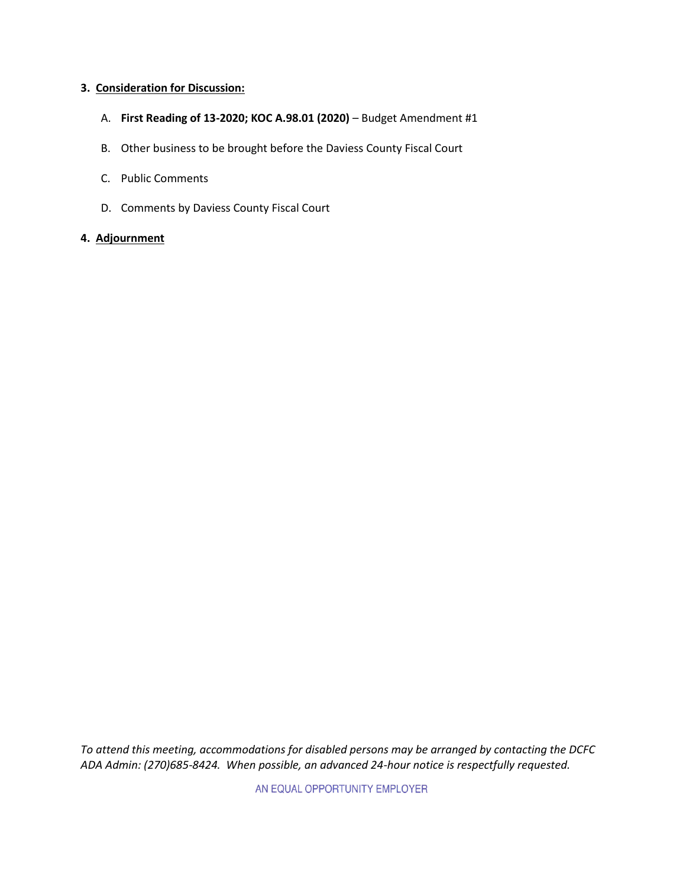3. **Consideration for Discussion:**

   A. **First Reading of 13-2020; KOC A.98.01 (2020)** – Budget Amendment #1

   B. Other business to be brought before the Daviess County Fiscal Court

   C. Public Comments

   D. Comments by Daviess County Fiscal Court

4. **Adjournment**

*To attend this meeting, accommodations for disabled persons may be arranged by contacting the DCFC ADA Admin: (270)685-8424. When possible, an advanced 24-hour notice is respectfully requested.*

AN EQUAL OPPORTUNITY EMPLOYER